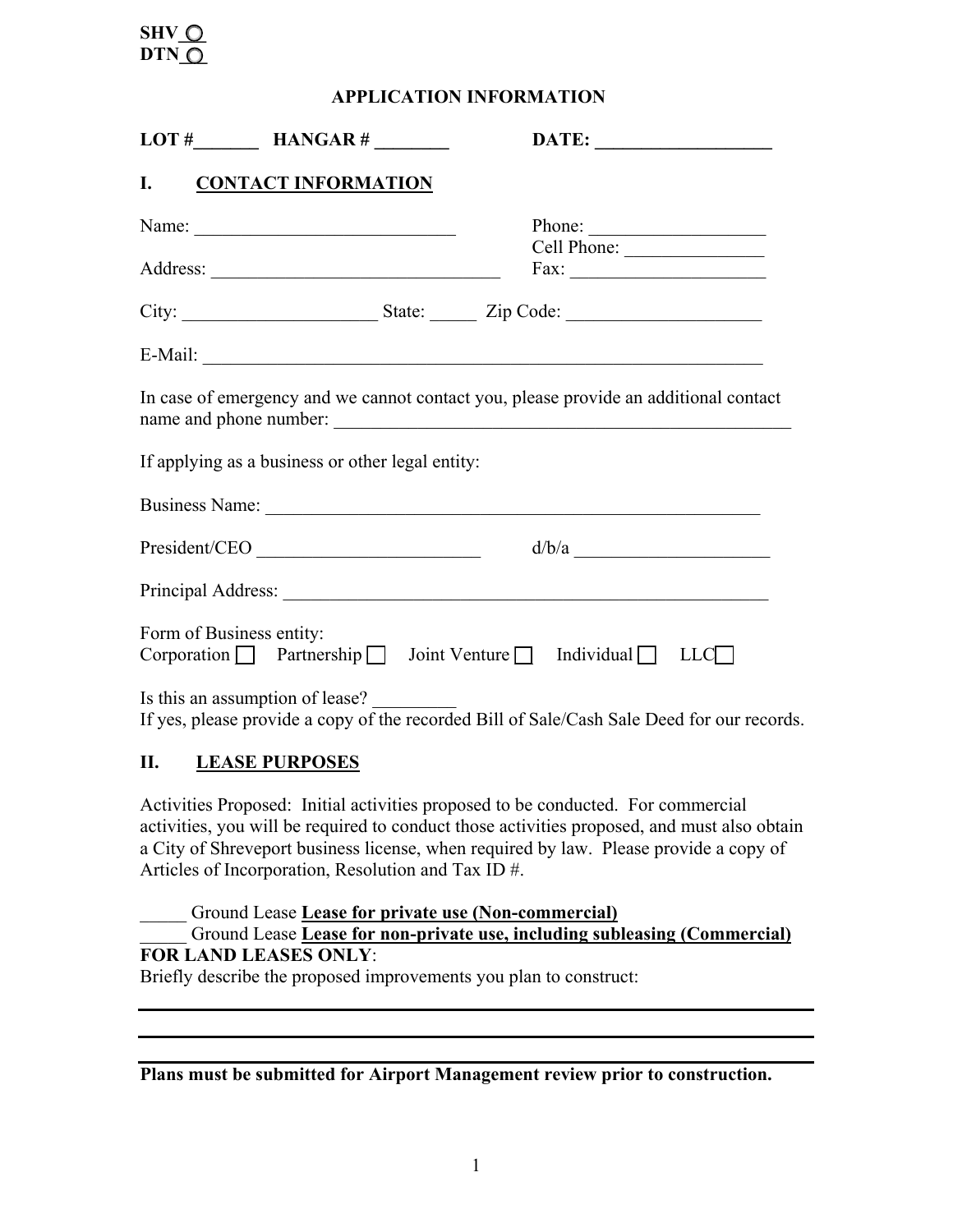SHV ○
DTN ○

## APPLICATION INFORMATION

**LOT #\_\_\_\_\_\_\_ HANGAR # \_\_\_\_\_\_\_\_ DATE: \_\_\_\_\_\_\_\_\_\_\_\_\_\_\_\_\_\_\_**

### I. CONTACT INFORMATION

Name: \_\_\_\_\_\_\_\_\_\_\_\_\_\_\_\_\_\_\_\_\_\_\_\_\_\_\_\_ Phone: \_\_\_\_\_\_\_\_\_\_\_\_\_\_\_\_\_\_\_

Cell Phone: \_\_\_\_\_\_\_\_\_\_\_\_\_\_\_

Address: \_\_\_\_\_\_\_\_\_\_\_\_\_\_\_\_\_\_\_\_\_\_\_\_\_\_\_\_\_\_\_ Fax: \_\_\_\_\_\_\_\_\_\_\_\_\_\_\_\_\_\_\_\_\_

City: \_\_\_\_\_\_\_\_\_\_\_\_\_\_\_\_\_\_\_\_\_ State: \_\_\_\_\_ Zip Code: \_\_\_\_\_\_\_\_\_\_\_\_\_\_\_\_\_\_\_\_\_

E-Mail: \_\_\_\_\_\_\_\_\_\_\_\_\_\_\_\_\_\_\_\_\_\_\_\_\_\_\_\_\_\_\_\_\_\_\_\_\_\_\_\_\_\_\_\_\_\_\_\_\_\_\_\_\_\_\_\_\_\_\_\_\_

In case of emergency and we cannot contact you, please provide an additional contact name and phone number: \_\_\_\_\_\_\_\_\_\_\_\_\_\_\_\_\_\_\_\_\_\_\_\_\_\_\_\_\_\_\_\_\_\_\_\_\_\_\_\_\_\_\_\_\_\_\_\_\_\_

If applying as a business or other legal entity:

Business Name: \_\_\_\_\_\_\_\_\_\_\_\_\_\_\_\_\_\_\_\_\_\_\_\_\_\_\_\_\_\_\_\_\_\_\_\_\_\_\_\_\_\_\_\_\_\_\_\_\_\_\_\_\_\_\_

President/CEO \_\_\_\_\_\_\_\_\_\_\_\_\_\_\_\_\_\_\_\_\_\_\_\_ d/b/a \_\_\_\_\_\_\_\_\_\_\_\_\_\_\_\_\_\_\_\_\_

Principal Address: \_\_\_\_\_\_\_\_\_\_\_\_\_\_\_\_\_\_\_\_\_\_\_\_\_\_\_\_\_\_\_\_\_\_\_\_\_\_\_\_\_\_\_\_\_\_\_\_\_\_\_\_\_

Form of Business entity:
Corporation ☐ Partnership ☐ Joint Venture ☐ Individual ☐ LLC☐

Is this an assumption of lease? \_\_\_\_\_\_\_\_\_
If yes, please provide a copy of the recorded Bill of Sale/Cash Sale Deed for our records.

### II. LEASE PURPOSES

Activities Proposed: Initial activities proposed to be conducted. For commercial activities, you will be required to conduct those activities proposed, and must also obtain a City of Shreveport business license, when required by law. Please provide a copy of Articles of Incorporation, Resolution and Tax ID #.

\_\_\_\_\_ Ground Lease **Lease for private use (Non-commercial)**
\_\_\_\_\_ Ground Lease **Lease for non-private use, including subleasing (Commercial)**
**FOR LAND LEASES ONLY**:
Briefly describe the proposed improvements you plan to construct:

\_\_\_\_\_\_\_\_\_\_\_\_\_\_\_\_\_\_\_\_\_\_\_\_\_\_\_\_\_\_\_\_\_\_\_\_\_\_\_\_\_\_\_\_\_\_\_\_\_\_\_\_\_\_\_\_\_\_\_\_\_\_\_\_\_\_\_\_

\_\_\_\_\_\_\_\_\_\_\_\_\_\_\_\_\_\_\_\_\_\_\_\_\_\_\_\_\_\_\_\_\_\_\_\_\_\_\_\_\_\_\_\_\_\_\_\_\_\_\_\_\_\_\_\_\_\_\_\_\_\_\_\_\_\_\_\_

\_\_\_\_\_\_\_\_\_\_\_\_\_\_\_\_\_\_\_\_\_\_\_\_\_\_\_\_\_\_\_\_\_\_\_\_\_\_\_\_\_\_\_\_\_\_\_\_\_\_\_\_\_\_\_\_\_\_\_\_\_\_\_\_\_\_\_\_

**Plans must be submitted for Airport Management review prior to construction.**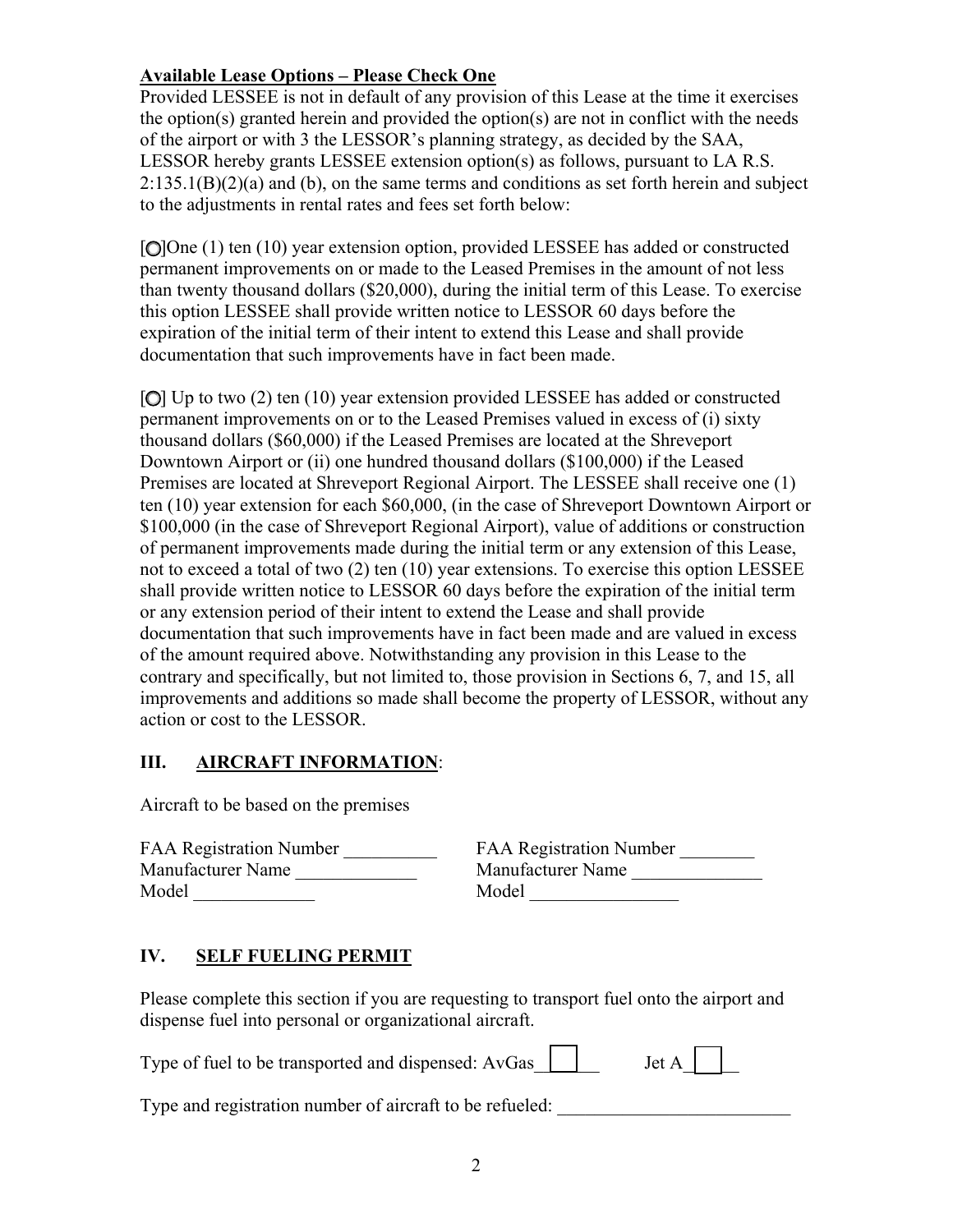**Available Lease Options – Please Check One**

Provided LESSEE is not in default of any provision of this Lease at the time it exercises the option(s) granted herein and provided the option(s) are not in conflict with the needs of the airport or with 3 the LESSOR's planning strategy, as decided by the SAA, LESSOR hereby grants LESSEE extension option(s) as follows, pursuant to LA R.S. 2:135.1(B)(2)(a) and (b), on the same terms and conditions as set forth herein and subject to the adjustments in rental rates and fees set forth below:

[○]One (1) ten (10) year extension option, provided LESSEE has added or constructed permanent improvements on or made to the Leased Premises in the amount of not less than twenty thousand dollars ($20,000), during the initial term of this Lease. To exercise this option LESSEE shall provide written notice to LESSOR 60 days before the expiration of the initial term of their intent to extend this Lease and shall provide documentation that such improvements have in fact been made.

[○] Up to two (2) ten (10) year extension provided LESSEE has added or constructed permanent improvements on or to the Leased Premises valued in excess of (i) sixty thousand dollars ($60,000) if the Leased Premises are located at the Shreveport Downtown Airport or (ii) one hundred thousand dollars ($100,000) if the Leased Premises are located at Shreveport Regional Airport. The LESSEE shall receive one (1) ten (10) year extension for each $60,000, (in the case of Shreveport Downtown Airport or $100,000 (in the case of Shreveport Regional Airport), value of additions or construction of permanent improvements made during the initial term or any extension of this Lease, not to exceed a total of two (2) ten (10) year extensions. To exercise this option LESSEE shall provide written notice to LESSOR 60 days before the expiration of the initial term or any extension period of their intent to extend the Lease and shall provide documentation that such improvements have in fact been made and are valued in excess of the amount required above. Notwithstanding any provision in this Lease to the contrary and specifically, but not limited to, those provision in Sections 6, 7, and 15, all improvements and additions so made shall become the property of LESSOR, without any action or cost to the LESSOR.

## III. AIRCRAFT INFORMATION:

Aircraft to be based on the premises

FAA Registration Number __________
Manufacturer Name _____________
Model _____________

FAA Registration Number ________
Manufacturer Name ______________
Model ________________

## IV. SELF FUELING PERMIT

Please complete this section if you are requesting to transport fuel onto the airport and dispense fuel into personal or organizational aircraft.

Type of fuel to be transported and dispensed: AvGas ☐ Jet A ☐

Type and registration number of aircraft to be refueled: _________________________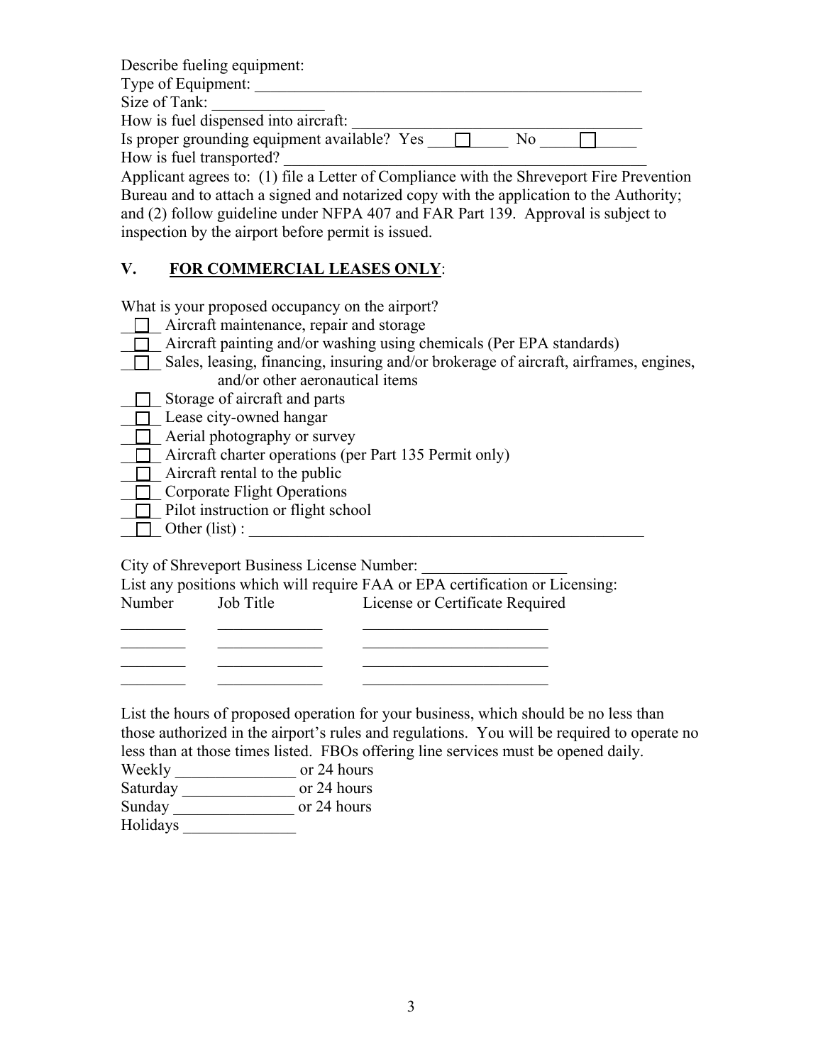Describe fueling equipment:

Type of Equipment: ___________________________________________________

Size of Tank: ______________

How is fuel dispensed into aircraft: ___________________________________

Is proper grounding equipment available? Yes ☐ No ☐

How is fuel transported? _______________________________________________

Applicant agrees to: (1) file a Letter of Compliance with the Shreveport Fire Prevention Bureau and to attach a signed and notarized copy with the application to the Authority; and (2) follow guideline under NFPA 407 and FAR Part 139. Approval is subject to inspection by the airport before permit is issued.

## V. **FOR COMMERCIAL LEASES ONLY**:

What is your proposed occupancy on the airport?

- ☐ Aircraft maintenance, repair and storage
- ☐ Aircraft painting and/or washing using chemicals (Per EPA standards)
- ☐ Sales, leasing, financing, insuring and/or brokerage of aircraft, airframes, engines, and/or other aeronautical items
- ☐ Storage of aircraft and parts
- ☐ Lease city-owned hangar
- ☐ Aerial photography or survey
- ☐ Aircraft charter operations (per Part 135 Permit only)
- ☐ Aircraft rental to the public
- ☐ Corporate Flight Operations
- ☐ Pilot instruction or flight school
- ☐ Other (list) : _________________________________________________

City of Shreveport Business License Number: _________________

List any positions which will require FAA or EPA certification or Licensing:

| Number | Job Title | License or Certificate Required |
|---|---|---|
| ________ | _____________ | _______________________ |
| ________ | _____________ | _______________________ |
| ________ | _____________ | _______________________ |
| ________ | _____________ | _______________________ |

List the hours of proposed operation for your business, which should be no less than those authorized in the airport's rules and regulations. You will be required to operate no less than at those times listed. FBOs offering line services must be opened daily.

Weekly _______________ or 24 hours

Saturday ______________ or 24 hours

Sunday _______________ or 24 hours

Holidays ______________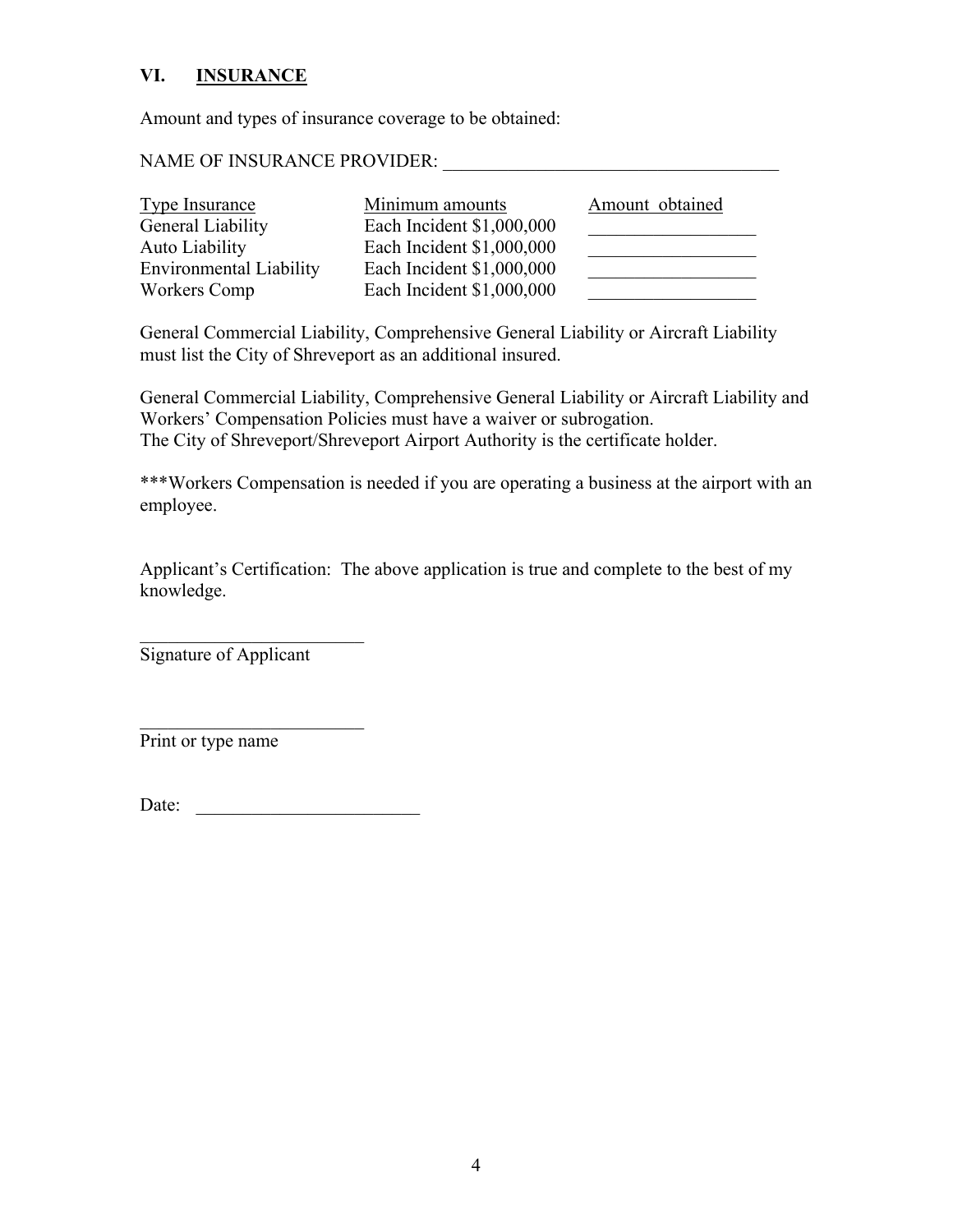## VI. INSURANCE

Amount and types of insurance coverage to be obtained:

NAME OF INSURANCE PROVIDER: ____________________________________

| Type Insurance | Minimum amounts | Amount obtained |
|---|---|---|
| General Liability | Each Incident $1,000,000 | __________________ |
| Auto Liability | Each Incident $1,000,000 | __________________ |
| Environmental Liability | Each Incident $1,000,000 | __________________ |
| Workers Comp | Each Incident $1,000,000 | __________________ |

General Commercial Liability, Comprehensive General Liability or Aircraft Liability must list the City of Shreveport as an additional insured.

General Commercial Liability, Comprehensive General Liability or Aircraft Liability and Workers' Compensation Policies must have a waiver or subrogation.
The City of Shreveport/Shreveport Airport Authority is the certificate holder.

***Workers Compensation is needed if you are operating a business at the airport with an employee.

Applicant's Certification: The above application is true and complete to the best of my knowledge.

_________________________
Signature of Applicant

_________________________
Print or type name

Date: ________________________